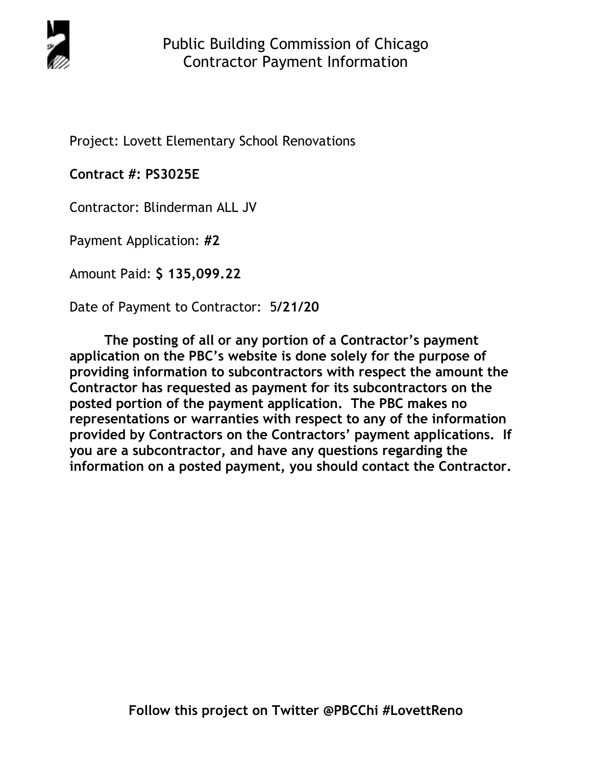# Public Building Commission of Chicago
## Contractor Payment Information

Project: Lovett Elementary School Renovations

**Contract #: PS3025E**

Contractor: Blinderman ALL JV

Payment Application: **#2**

Amount Paid: **$ 135,099.22**

Date of Payment to Contractor: 5**/21/20**

**The posting of all or any portion of a Contractor's payment application on the PBC's website is done solely for the purpose of providing information to subcontractors with respect the amount the Contractor has requested as payment for its subcontractors on the posted portion of the payment application. The PBC makes no representations or warranties with respect to any of the information provided by Contractors on the Contractors' payment applications. If you are a subcontractor, and have any questions regarding the information on a posted payment, you should contact the Contractor.**

**Follow this project on Twitter @PBCChi #LovettReno**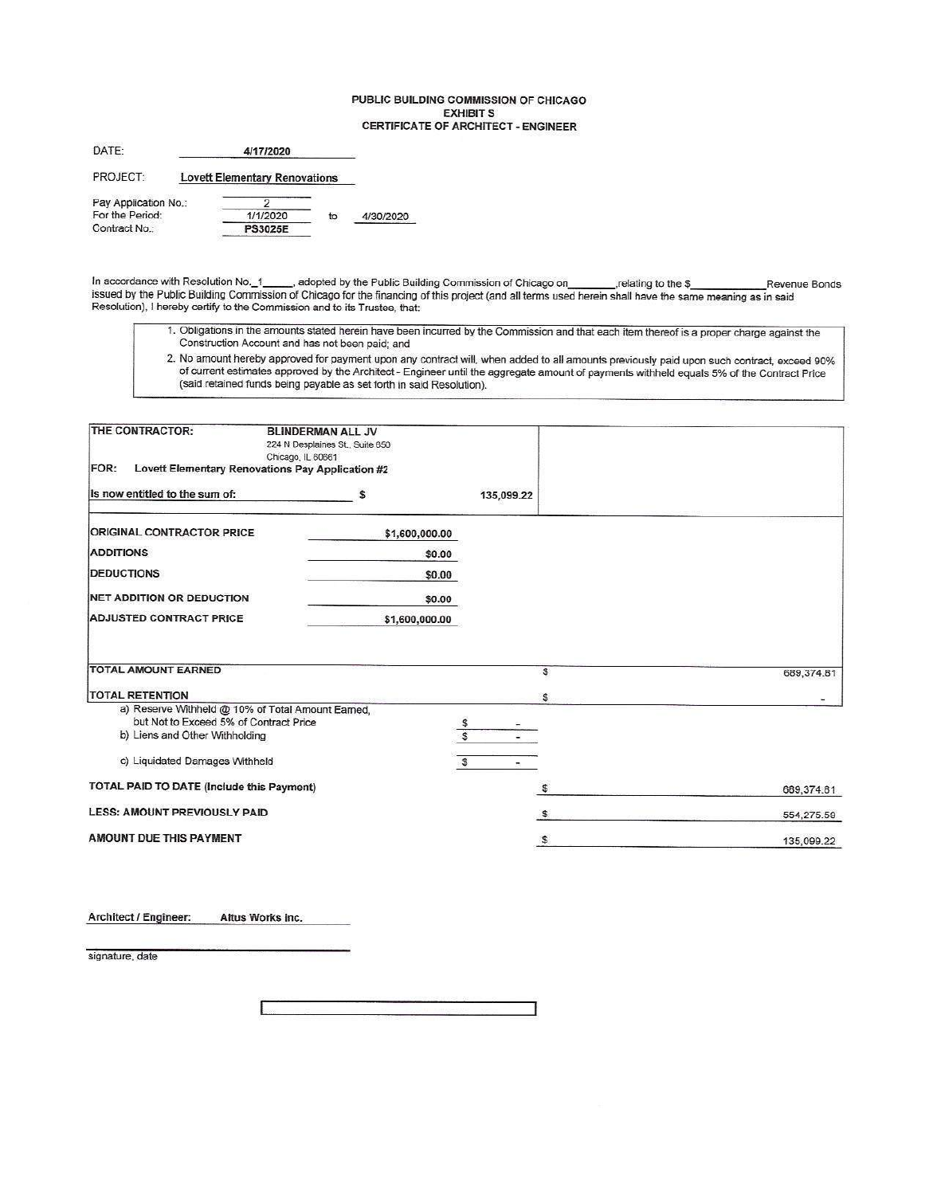# PUBLIC BUILDING COMMISSION OF CHICAGO
## EXHIBIT S
## CERTIFICATE OF ARCHITECT - ENGINEER

DATE: **4/17/2020**

PROJECT: **Lovett Elementary Renovations**

Pay Application No.: 2
For the Period: 1/1/2020 to 4/30/2020
Contract No.: **PS3025E**

In accordance with Resolution No._1_____, adopted by the Public Building Commission of Chicago on________,relating to the $____________ Revenue Bonds issued by the Public Building Commission of Chicago for the financing of this project (and all terms used herein shall have the same meaning as in said Resolution), I hereby certify to the Commission and to its Trustee, that:

1. Obligations in the amounts stated herein have been incurred by the Commission and that each item thereof is a proper charge against the Construction Account and has not been paid; and
2. No amount hereby approved for payment upon any contract will, when added to all amounts previously paid upon such contract, exceed 90% of current estimates approved by the Architect - Engineer until the aggregate amount of payments withheld equals 5% of the Contract Price (said retained funds being payable as set forth in said Resolution).

**THE CONTRACTOR:** **BLINDERMAN ALL JV**
224 N Desplaines St., Suite 650
Chicago, IL 60661

**FOR:** **Lovett Elementary Renovations Pay Application #2**

**Is now entitled to the sum of:** $ 135,099.22

| | |
|---|---|
| **ORIGINAL CONTRACTOR PRICE** | $1,600,000.00 |
| **ADDITIONS** | $0.00 |
| **DEDUCTIONS** | $0.00 |
| **NET ADDITION OR DEDUCTION** | $0.00 |
| **ADJUSTED CONTRACT PRICE** | $1,600,000.00 |

| | | |
|---|---|---|
| **TOTAL AMOUNT EARNED** | | $ 689,374.81 |
| **TOTAL RETENTION** | | $ - |
| a) Reserve Withheld @ 10% of Total Amount Earned, but Not to Exceed 5% of Contract Price | $ - | |
| b) Liens and Other Withholding | $ - | |
| c) Liquidated Damages Withheld | $ - | |
| **TOTAL PAID TO DATE (Include this Payment)** | | $ 689,374.81 |
| **LESS: AMOUNT PREVIOUSLY PAID** | | $ 554,275.59 |
| **AMOUNT DUE THIS PAYMENT** | | $ 135,099.22 |

**Architect / Engineer:** **Altus Works Inc.**

_______________________________
signature, date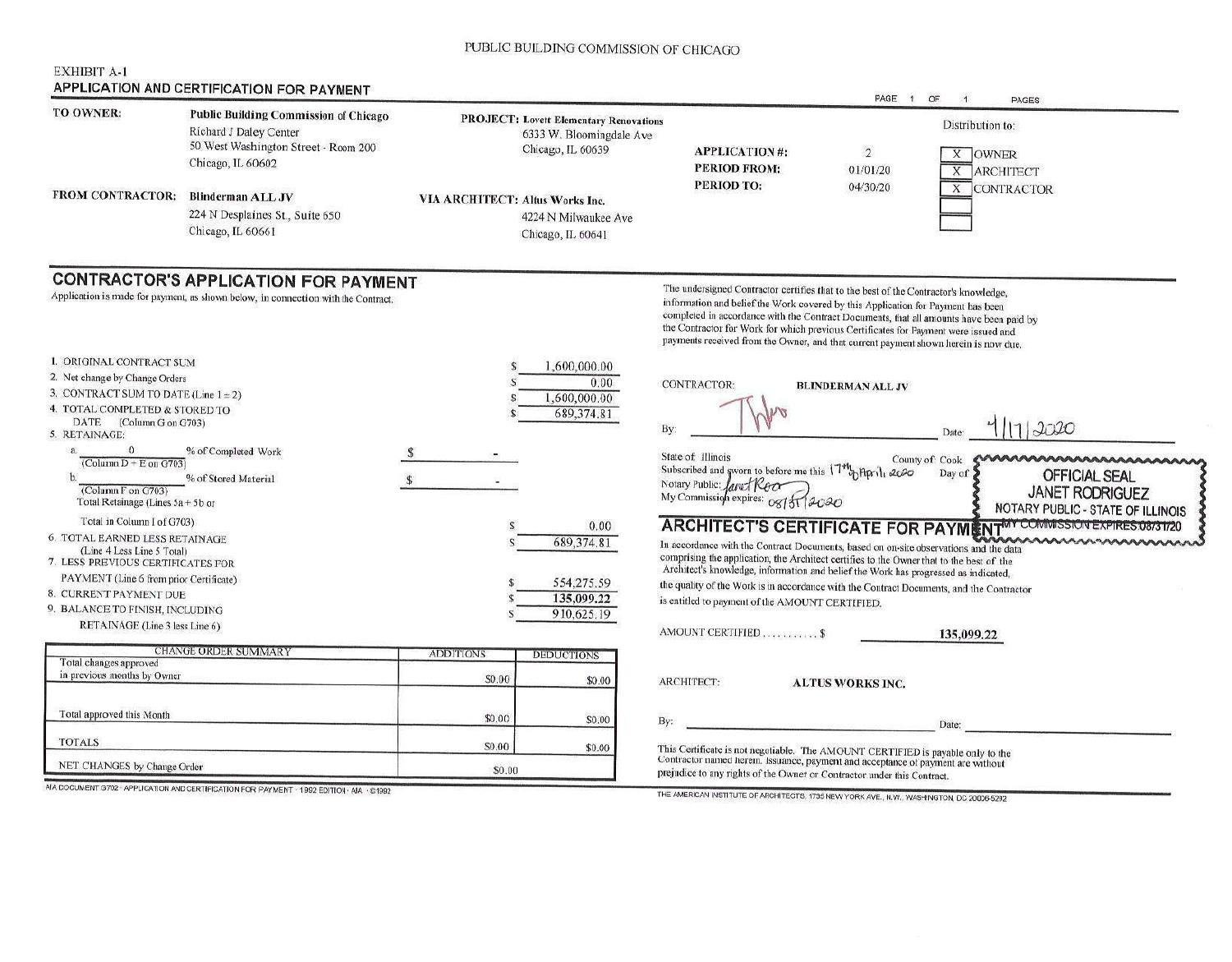PUBLIC BUILDING COMMISSION OF CHICAGO

EXHIBIT A-1

## APPLICATION AND CERTIFICATION FOR PAYMENT

PAGE 1 OF 1 PAGES

**TO OWNER:** **Public Building Commission of Chicago**
Richard J Daley Center
50 West Washington Street - Room 200
Chicago, IL 60602

**PROJECT:** **Lovett Elementary Renovations**
6333 W. Bloomingdale Ave
Chicago, IL 60639

**APPLICATION #:** 2
**PERIOD FROM:** 01/01/20
**PERIOD TO:** 04/30/20

Distribution to:
- X OWNER
- X ARCHITECT
- X CONTRACTOR

**FROM CONTRACTOR:** **Blinderman ALL JV**
224 N Desplaines St., Suite 650
Chicago, IL 60661

**VIA ARCHITECT:** **Altus Works Inc.**
4224 N Milwaukee Ave
Chicago, IL 60641

## CONTRACTOR'S APPLICATION FOR PAYMENT

Application is made for payment, as shown below, in connection with the Contract.

1. ORIGINAL CONTRACT SUM — $ 1,600,000.00
2. Net change by Change Orders — $ 0.00
3. CONTRACT SUM TO DATE (Line 1 ± 2) — $ 1,600,000.00
4. TOTAL COMPLETED & STORED TO DATE (Column G on G703) — $ 689,374.81
5. RETAINAGE:
   a. 0 % of Completed Work (Column D + E on G703) — $ -
   b. % of Stored Material (Column F on G703) — $ -
   Total Retainage (Lines 5a + 5b or Total in Column I of G703) — $ 0.00
6. TOTAL EARNED LESS RETAINAGE (Line 4 Less Line 5 Total) — $ 689,374.81
7. LESS PREVIOUS CERTIFICATES FOR PAYMENT (Line 6 from prior Certificate) — $ 554,275.59
8. CURRENT PAYMENT DUE — $ 135,099.22
9. BALANCE TO FINISH, INCLUDING RETAINAGE (Line 3 less Line 6) — $ 910,625.19

| CHANGE ORDER SUMMARY | ADDITIONS | DEDUCTIONS |
|---|---|---|
| Total changes approved in previous months by Owner | $0.00 | $0.00 |
| Total approved this Month | $0.00 | $0.00 |
| TOTALS | $0.00 | $0.00 |
| NET CHANGES by Change Order | $0.00 | |

The undersigned Contractor certifies that to the best of the Contractor's knowledge, information and belief the Work covered by this Application for Payment has been completed in accordance with the Contract Documents, that all amounts have been paid by the Contractor for Work for which previous Certificates for Payment were issued and payments received from the Owner, and that current payment shown herein is now due.

CONTRACTOR: **BLINDERMAN ALL JV**

By: [signature] Date: 4/17/2020

State of: Illinois County of: Cook
Subscribed and sworn to before me this 17th Day of April 2020
Notary Public: Janet Rodriguez
My Commission expires: 08/31/2020

OFFICIAL SEAL
JANET RODRIGUEZ
NOTARY PUBLIC - STATE OF ILLINOIS
MY COMMISSION EXPIRES 08/31/20

## ARCHITECT'S CERTIFICATE FOR PAYMENT

In accordance with the Contract Documents, based on on-site observations and the data comprising the application, the Architect certifies to the Owner that to the best of the Architect's knowledge, information and belief the Work has progressed as indicated, the quality of the Work is in accordance with the Contract Documents, and the Contractor is entitled to payment of the AMOUNT CERTIFIED.

AMOUNT CERTIFIED .......... $ **135,099.22**

ARCHITECT: **ALTUS WORKS INC.**

By: Date:

This Certificate is not negotiable. The AMOUNT CERTIFIED is payable only to the Contractor named herein. Issuance, payment and acceptance of payment are without prejudice to any rights of the Owner or Contractor under this Contract.

AIA DOCUMENT G702 · APPLICATION AND CERTIFICATION FOR PAYMENT · 1992 EDITION · AIA · ©1992

THE AMERICAN INSTITUTE OF ARCHITECTS, 1735 NEW YORK AVE., N.W., WASHINGTON, DC 20006-5292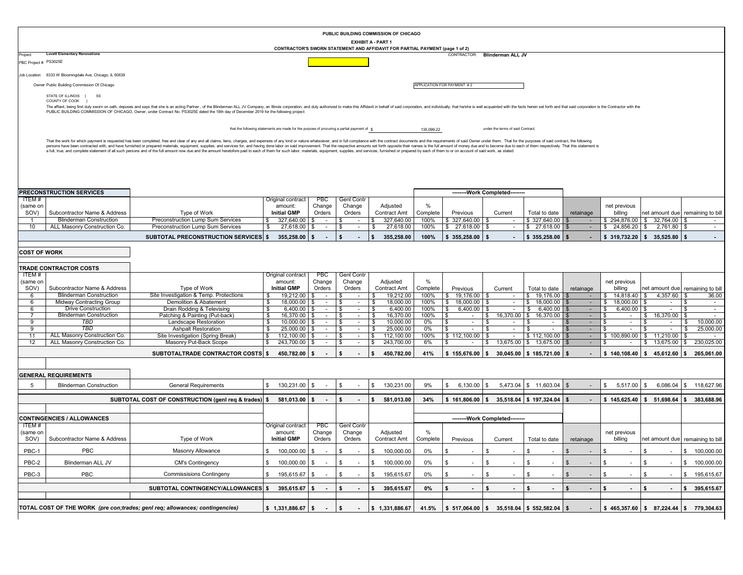PUBLIC BUILDING COMMISSION OF CHICAGO

EXHIBIT A - PART 1

CONTRACTOR'S SWORN STATEMENT AND AFFIDAVIT FOR PARTIAL PAYMENT (page 1 of 2)

Project: **Lovett Elementary Renovations**

CONTRACTOR: **Blinderman ALL JV**

PBC Project # PS3025E

Job Location: 6333 W Bloomingdale Ave, Chicago, IL 60639

Owner Public Building Commission Of Chicago

APPLICATION FOR PAYMENT # 2

STATE OF ILLINOIS ) SS
COUNTY OF COOK )

The affiant, being first duly sworn on oath, deposes and says that she is an acting Partner , of the Blinderman ALL JV Company, an Illinois corporation, and duly authorized to make this Affidavit in behalf of said corporation, and individually; that he/she is well acquainted with the facts herein set forth and that said corporation is the Contractor with the PUBLIC BUILDING COMMISSION OF CHICAGO, Owner, under Contract No. PS3025E dated the 18th day of December 2019 for the following project:

that the following statements are made for the purpose of procuring a partial payment of $ 135,099.22 under the terms of said Contract;

That the work for which payment is requested has been completed, free and clear of any and all claims, liens, charges, and expenses of any kind or nature whatsoever, and in full compliance with the contract documents and the requirements of said Owner under them. That for the purposes of said contract, the following persons have been contracted with, and have furnished or prepared materials, equipment, supplies, and services for, and having done labor on said improvement. That the respective amounts set forth opposite their names is the full amount of money due and to become due to each of them respectively. That this statement is a full, true, and complete statement of all such persons and of the full amount now due and the amount heretofore paid to each of them for such labor, materials, equipment, supplies, and services, furnished or prepared by each of them to or on account of said work, as stated:

## PRECONSTRUCTION SERVICES

| ITEM # (same on SOV) | Subcontractor Name & Address | Type of Work | Original contract amount: Initial GMP | PBC Change Orders | Genl Contr Change Orders | Adjusted Contract Amt | % Complete | --------Work Completed-------- Previous | Current | Total to date | retainage | net previous billing | net amount due | remaining to bill |
|---|---|---|---|---|---|---|---|---|---|---|---|---|---|---|
| 1 | Blinderman Construction | Preconstruction Lump Sum Services | $ 327,640.00 | $ - | $ - | $ 327,640.00 | 100% | $ 327,640.00 | $ - | $ 327,640.00 | $ - | $ 294,876.00 | $ 32,764.00 | $ - |
| 10 | ALL Masonry Construction Co. | Preconstruction Lump Sum Services | $ 27,618.00 | $ - | $ - | $ 27,618.00 | 100% | $ 27,618.00 | $ - | $ 27,618.00 | $ - | $ 24,856.20 | $ 2,761.80 | $ - |
| | | **SUBTOTAL PRECONSTRUCTION SERVICES** | **$ 355,258.00** | **$ -** | **$ -** | **$ 355,258.00** | **100%** | **$ 355,258.00** | **$ -** | **$ 355,258.00** | **$ -** | **$ 319,732.20** | **$ 35,525.80** | **$ -** |

## COST OF WORK

### TRADE CONTRACTOR COSTS

| ITEM # (same on SOV) | Subcontractor Name & Address | Type of Work | Original contract amount: Initial GMP | PBC Change Orders | Genl Contr Change Orders | Adjusted Contract Amt | % Complete | Previous | Current | Total to date | retainage | net previous billing | net amount due | remaining to bill |
|---|---|---|---|---|---|---|---|---|---|---|---|---|---|---|
| 6 | Blinderman Construction | Site Investigation & Temp. Protections | $ 19,212.00 | $ - | $ - | $ 19,212.00 | 100% | $ 19,176.00 | $ - | $ 19,176.00 | $ - | $ 14,818.40 | $ 4,357.60 | $ 36.00 |
| 6 | Midway Contracting Group | Demolition & Abatement | $ 18,000.00 | $ - | $ - | $ 18,000.00 | 100% | $ 18,000.00 | $ - | $ 18,000.00 | $ - | $ 18,000.00 | $ - | $ - |
| 6 | Drive Construction | Drain Rodding & Televising | $ 6,400.00 | $ - | $ - | $ 6,400.00 | 100% | $ 6,400.00 | $ - | $ 6,400.00 | $ - | $ 6,400.00 | $ - | $ - |
| 7 | Blinderman Construction | Patching & Painting (Put-back) | $ 16,370.00 | $ - | $ - | $ 16,370.00 | 100% | $ - | $ 16,370.00 | $ 16,370.00 | $ - | $ - | $ 16,370.00 | $ - |
| 9 | *TBD* | Landscape Restoration | $ 10,000.00 | $ - | $ - | $ 10,000.00 | 0% | $ - | $ - | $ - | $ - | $ - | $ - | $ 10,000.00 |
| 9 | *TBD* | Ashpalt Restoration | $ 25,000.00 | $ - | $ - | $ 25,000.00 | 0% | $ - | $ - | $ - | $ - | $ - | $ - | $ 25,000.00 |
| 11 | ALL Masonry Construction Co. | Site Investigation (Spring Break) | $ 112,100.00 | $ - | $ - | $ 112,100.00 | 100% | $ 112,100.00 | $ - | $ 112,100.00 | $ - | $ 100,890.00 | $ 11,210.00 | $ - |
| 12 | ALL Masonry Construction Co. | Masonry Put-Back Scope | $ 243,700.00 | $ - | $ - | $ 243,700.00 | 6% | $ - | $ 13,675.00 | $ 13,675.00 | $ - | $ - | $ 13,675.00 | $ 230,025.00 |
| | | **SUBTOTALTRADE CONTRACTOR COSTS** | **$ 450,782.00** | **$ -** | **$ -** | **$ 450,782.00** | **41%** | **$ 155,676.00** | **$ 30,045.00** | **$ 185,721.00** | **$ -** | **$ 140,108.40** | **$ 45,612.60** | **$ 265,061.00** |

### GENERAL REQUIREMENTS

| ITEM # (same on SOV) | Subcontractor Name & Address | Type of Work | Original contract amount: Initial GMP | PBC Change Orders | Genl Contr Change Orders | Adjusted Contract Amt | % Complete | Previous | Current | Total to date | retainage | net previous billing | net amount due | remaining to bill |
|---|---|---|---|---|---|---|---|---|---|---|---|---|---|---|
| 5 | Blinderman Construction | General Requirements | $ 130,231.00 | $ - | $ - | $ 130,231.00 | 9% | $ 6,130.00 | $ 5,473.04 | $ 11,603.04 | $ - | $ 5,517.00 | $ 6,086.04 | $ 118,627.96 |
| | | **SUBTOTAL COST OF CONSTRUCTION (genl req & trades)** | **$ 581,013.00** | **$ -** | **$ -** | **$ 581,013.00** | **34%** | **$ 161,806.00** | **$ 35,518.04** | **$ 197,324.04** | **$ -** | **$ 145,625.40** | **$ 51,698.64** | **$ 383,688.96** |

## CONTINGENCIES / ALLOWANCES

| ITEM # (same on SOV) | Subcontractor Name & Address | Type of Work | Original contract amount: Initial GMP | PBC Change Orders | Genl Contr Change Orders | Adjusted Contract Amt | % Complete | --------Work Completed-------- Previous | Current | Total to date | retainage | net previous billing | net amount due | remaining to bill |
|---|---|---|---|---|---|---|---|---|---|---|---|---|---|---|
| PBC-1 | PBC | Masonry Allowance | $ 100,000.00 | $ - | $ - | $ 100,000.00 | 0% | $ - | $ - | $ - | $ - | $ - | $ - | $ 100,000.00 |
| PBC-2 | Blinderman ALL JV | CM's Contingency | $ 100,000.00 | $ - | $ - | $ 100,000.00 | 0% | $ - | $ - | $ - | $ - | $ - | $ - | $ 100,000.00 |
| PBC-3 | PBC | Commissions Contingeny | $ 195,615.67 | $ - | $ - | $ 195,615.67 | 0% | $ - | $ - | $ - | $ - | $ - | $ - | $ 195,615.67 |
| | | **SUBTOTAL CONTINGENCY/ALLOWANCES** | **$ 395,615.67** | **$ -** | **$ -** | **$ 395,615.67** | **0%** | **$ -** | **$ -** | **$ -** | **$ -** | **$ -** | **$ -** | **$ 395,615.67** |
| **TOTAL COST OF THE WORK** *(pre con;trades; genl req; allowances; contingencies)* | | | **$ 1,331,886.67** | **$ -** | **$ -** | **$ 1,331,886.67** | **41.5%** | **$ 517,064.00** | **$ 35,518.04** | **$ 552,582.04** | **$ -** | **$ 465,357.60** | **$ 87,224.44** | **$ 779,304.63** |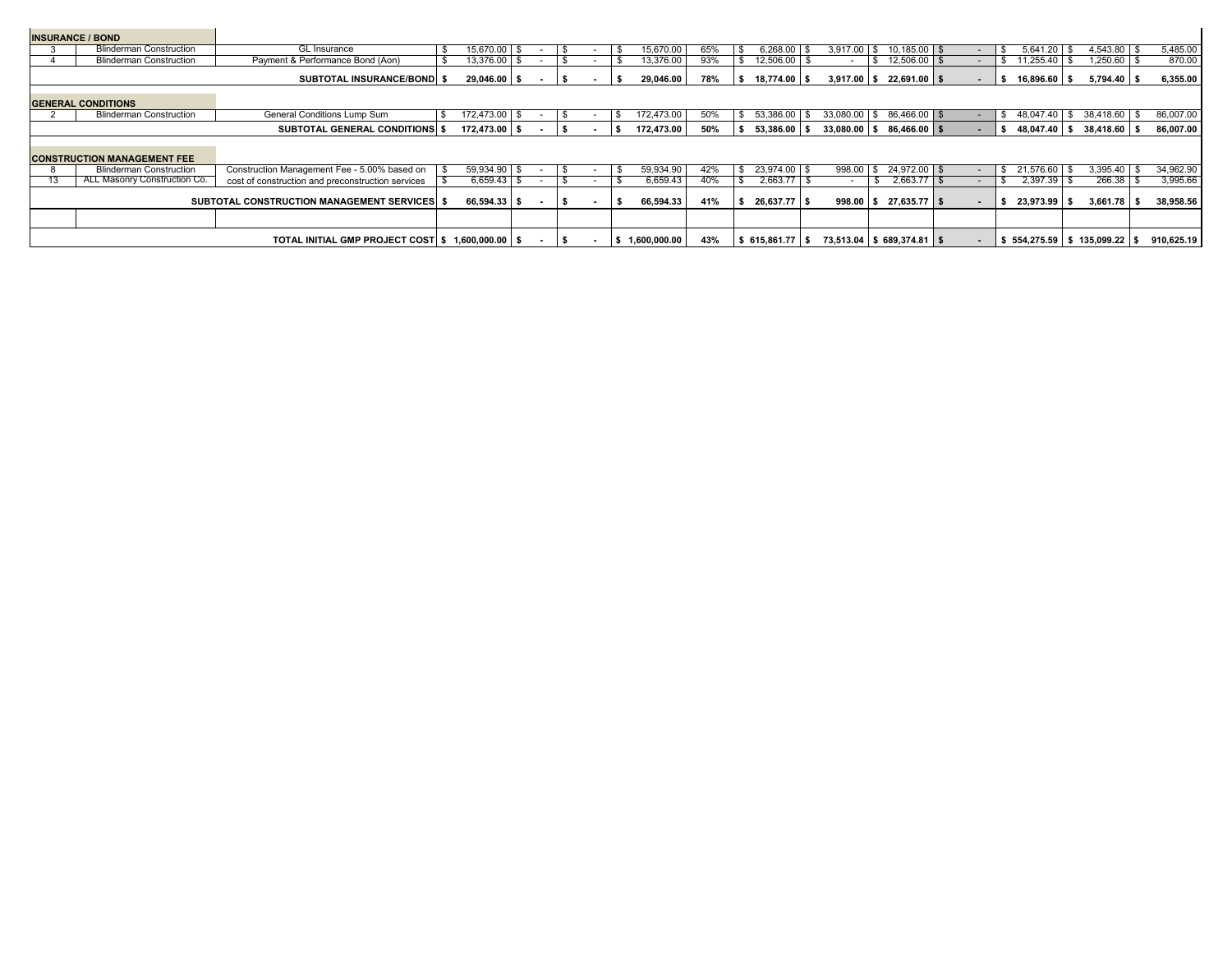| | | | | | | | | | | | | | | | |
|---|---|---|---|---|---|---|---|---|---|---|---|---|---|---|---|
| **INSURANCE / BOND** | | | | | | | | | | | | | | | |
| 3 | Blinderman Construction | GL Insurance | $ 15,670.00 | $ - | $ - | $ 15,670.00 | 65% | $ 6,268.00 | $ 3,917.00 | $ 10,185.00 | $ - | $ 5,641.20 | $ 4,543.80 | $ 5,485.00 |
| 4 | Blinderman Construction | Payment & Performance Bond (Aon) | $ 13,376.00 | $ - | $ - | $ 13,376.00 | 93% | $ 12,506.00 | $ - | $ 12,506.00 | $ - | $ 11,255.40 | $ 1,250.60 | $ 870.00 |
| | | **SUBTOTAL INSURANCE/BOND** | **$ 29,046.00** | **$ -** | **$ -** | **$ 29,046.00** | **78%** | **$ 18,774.00** | **$ 3,917.00** | **$ 22,691.00** | **$ -** | **$ 16,896.60** | **$ 5,794.40** | **$ 6,355.00** |
| **GENERAL CONDITIONS** | | | | | | | | | | | | | | | |
| 2 | Blinderman Construction | General Conditions Lump Sum | $ 172,473.00 | $ - | $ - | $ 172,473.00 | 50% | $ 53,386.00 | $ 33,080.00 | $ 86,466.00 | $ - | $ 48,047.40 | $ 38,418.60 | $ 86,007.00 |
| | | **SUBTOTAL GENERAL CONDITIONS** | **$ 172,473.00** | **$ -** | **$ -** | **$ 172,473.00** | **50%** | **$ 53,386.00** | **$ 33,080.00** | **$ 86,466.00** | **$ -** | **$ 48,047.40** | **$ 38,418.60** | **$ 86,007.00** |
| **CONSTRUCTION MANAGEMENT FEE** | | | | | | | | | | | | | | | |
| 8 | Blinderman Construction | Construction Management Fee - 5.00% based on | $ 59,934.90 | $ - | $ - | $ 59,934.90 | 42% | $ 23,974.00 | $ 998.00 | $ 24,972.00 | $ - | $ 21,576.60 | $ 3,395.40 | $ 34,962.90 |
| 13 | ALL Masonry Construction Co. | cost of construction and preconstruction services | $ 6,659.43 | $ - | $ - | $ 6,659.43 | 40% | $ 2,663.77 | $ - | $ 2,663.77 | $ - | $ 2,397.39 | $ 266.38 | $ 3,995.66 |
| | | **SUBTOTAL CONSTRUCTION MANAGEMENT SERVICES** | **$ 66,594.33** | **$ -** | **$ -** | **$ 66,594.33** | **41%** | **$ 26,637.77** | **$ 998.00** | **$ 27,635.77** | **$ -** | **$ 23,973.99** | **$ 3,661.78** | **$ 38,958.56** |
| | | | | | | | | | | | | | | |
| | | **TOTAL INITIAL GMP PROJECT COST** | **$ 1,600,000.00** | **$ -** | **$ -** | **$ 1,600,000.00** | **43%** | **$ 615,861.77** | **$ 73,513.04** | **$ 689,374.81** | **$ -** | **$ 554,275.59** | **$ 135,099.22** | **$ 910,625.19** |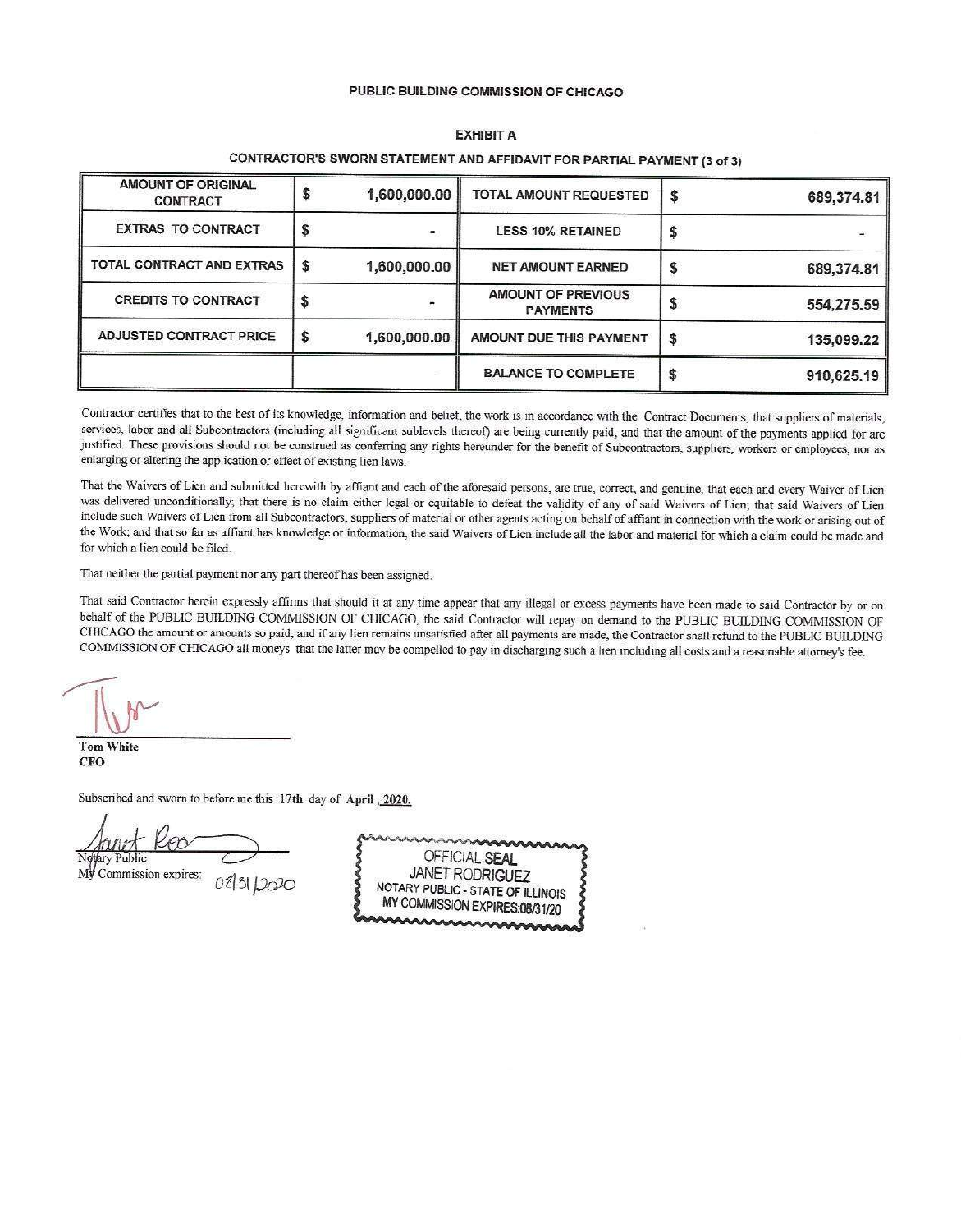PUBLIC BUILDING COMMISSION OF CHICAGO

EXHIBIT A

CONTRACTOR'S SWORN STATEMENT AND AFFIDAVIT FOR PARTIAL PAYMENT (3 of 3)

| | | | | |
|---|---|---|---|---|
| AMOUNT OF ORIGINAL CONTRACT | $ 1,600,000.00 | TOTAL AMOUNT REQUESTED | $ | 689,374.81 |
| EXTRAS TO CONTRACT | $ - | LESS 10% RETAINED | $ | - |
| TOTAL CONTRACT AND EXTRAS | $ 1,600,000.00 | NET AMOUNT EARNED | $ | 689,374.81 |
| CREDITS TO CONTRACT | $ - | AMOUNT OF PREVIOUS PAYMENTS | $ | 554,275.59 |
| ADJUSTED CONTRACT PRICE | $ 1,600,000.00 | AMOUNT DUE THIS PAYMENT | $ | 135,099.22 |
| | | BALANCE TO COMPLETE | $ | 910,625.19 |

Contractor certifies that to the best of its knowledge, information and belief, the work is in accordance with the Contract Documents; that suppliers of materials, services, labor and all Subcontractors (including all significant sublevels thereof) are being currently paid, and that the amount of the payments applied for are justified. These provisions should not be construed as conferring any rights hereunder for the benefit of Subcontractors, suppliers, workers or employees, nor as enlarging or altering the application or effect of existing lien laws.

That the Waivers of Lien and submitted herewith by affiant and each of the aforesaid persons, are true, correct, and genuine; that each and every Waiver of Lien was delivered unconditionally; that there is no claim either legal or equitable to defeat the validity of any of said Waivers of Lien; that said Waivers of Lien include such Waivers of Lien from all Subcontractors, suppliers of material or other agents acting on behalf of affiant in connection with the work or arising out of the Work; and that so far as affiant has knowledge or information, the said Waivers of Lien include all the labor and material for which a claim could be made and for which a lien could be filed.

That neither the partial payment nor any part thereof has been assigned.

That said Contractor herein expressly affirms that should it at any time appear that any illegal or excess payments have been made to said Contractor by or on behalf of the PUBLIC BUILDING COMMISSION OF CHICAGO, the said Contractor will repay on demand to the PUBLIC BUILDING COMMISSION OF CHICAGO the amount or amounts so paid; and if any lien remains unsatisfied after all payments are made, the Contractor shall refund to the PUBLIC BUILDING COMMISSION OF CHICAGO all moneys that the latter may be compelled to pay in discharging such a lien including all costs and a reasonable attorney's fee.

**Tom White**
**CFO**

Subscribed and sworn to before me this 17**th** day of **April , 2020.**

Notary Public
My Commission expires: 08/31/2020

OFFICIAL SEAL
JANET RODRIGUEZ
NOTARY PUBLIC - STATE OF ILLINOIS
MY COMMISSION EXPIRES:08/31/20